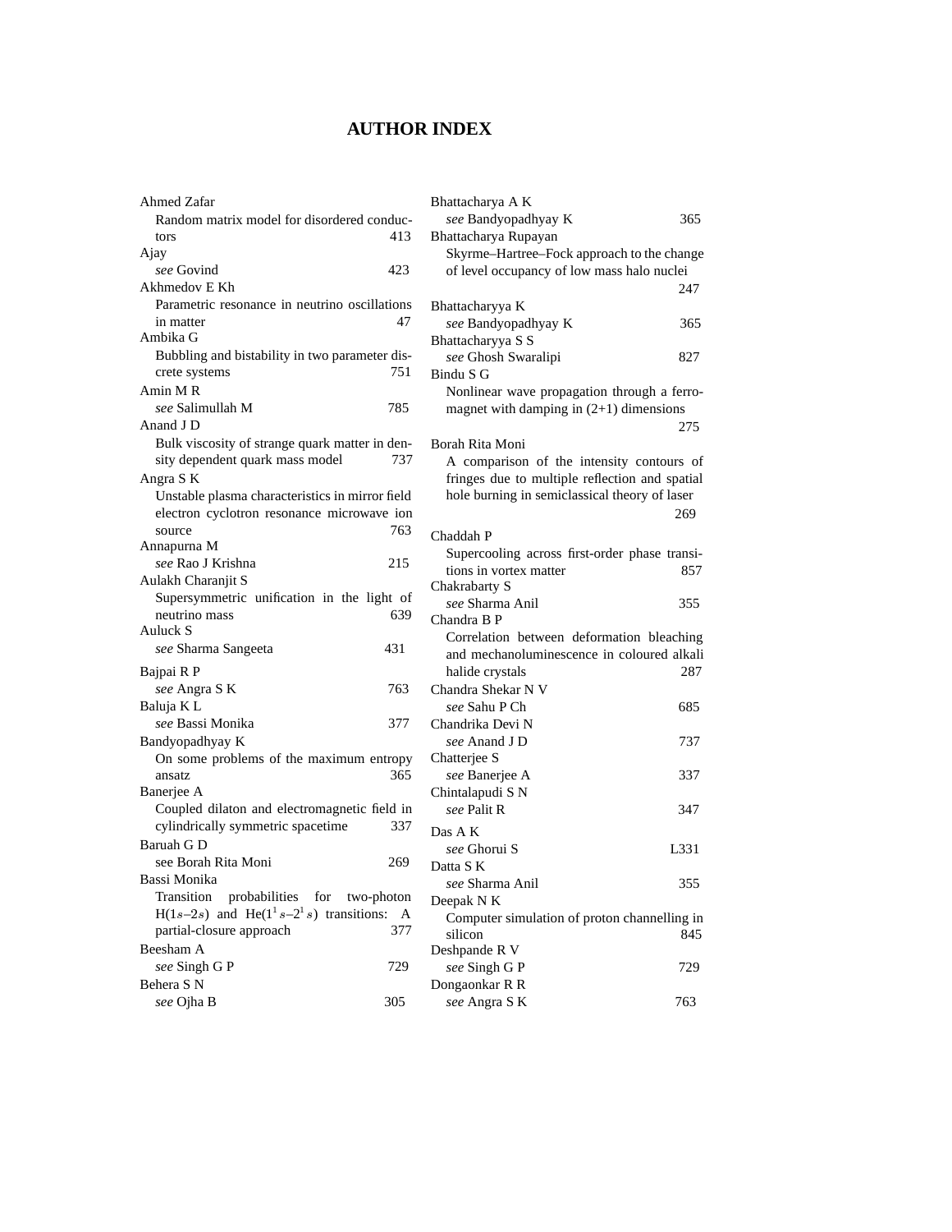# AUTHOR INDEX

Ahmed Zafar
  Random matrix model for disordered conductors 413

Ajay
  *see* Govind 423

Akhmedov E Kh
  Parametric resonance in neutrino oscillations in matter 47

Ambika G
  Bubbling and bistability in two parameter discrete systems 751

Amin M R
  *see* Salimullah M 785

Anand J D
  Bulk viscosity of strange quark matter in density dependent quark mass model 737

Angra S K
  Unstable plasma characteristics in mirror field electron cyclotron resonance microwave ion source 763

Annapurna M
  *see* Rao J Krishna 215

Aulakh Charanjit S
  Supersymmetric unification in the light of neutrino mass 639

Auluck S
  *see* Sharma Sangeeta 431

Bajpai R P
  *see* Angra S K 763

Baluja K L
  *see* Bassi Monika 377

Bandyopadhyay K
  On some problems of the maximum entropy ansatz 365

Banerjee A
  Coupled dilaton and electromagnetic field in cylindrically symmetric spacetime 337

Baruah G D
  see Borah Rita Moni 269

Bassi Monika
  Transition probabilities for two-photon H($1s$–$2s$) and He($1^1s$–$2^1s$) transitions: A partial-closure approach 377

Beesham A
  *see* Singh G P 729

Behera S N
  *see* Ojha B 305

Bhattacharya A K
  *see* Bandyopadhyay K 365

Bhattacharya Rupayan
  Skyrme–Hartree–Fock approach to the change of level occupancy of low mass halo nuclei 247

Bhattacharyya K
  *see* Bandyopadhyay K 365

Bhattacharyya S S
  *see* Ghosh Swaralipi 827

Bindu S G
  Nonlinear wave propagation through a ferromagnet with damping in (2+1) dimensions 275

Borah Rita Moni
  A comparison of the intensity contours of fringes due to multiple reflection and spatial hole burning in semiclassical theory of laser 269

Chaddah P
  Supercooling across first-order phase transitions in vortex matter 857

Chakrabarty S
  *see* Sharma Anil 355

Chandra B P
  Correlation between deformation bleaching and mechanoluminescence in coloured alkali halide crystals 287

Chandra Shekar N V
  *see* Sahu P Ch 685

Chandrika Devi N
  *see* Anand J D 737

Chatterjee S
  *see* Banerjee A 337

Chintalapudi S N
  *see* Palit R 347

Das A K
  *see* Ghorui S L331

Datta S K
  *see* Sharma Anil 355

Deepak N K
  Computer simulation of proton channelling in silicon 845

Deshpande R V
  *see* Singh G P 729

Dongaonkar R R
  *see* Angra S K 763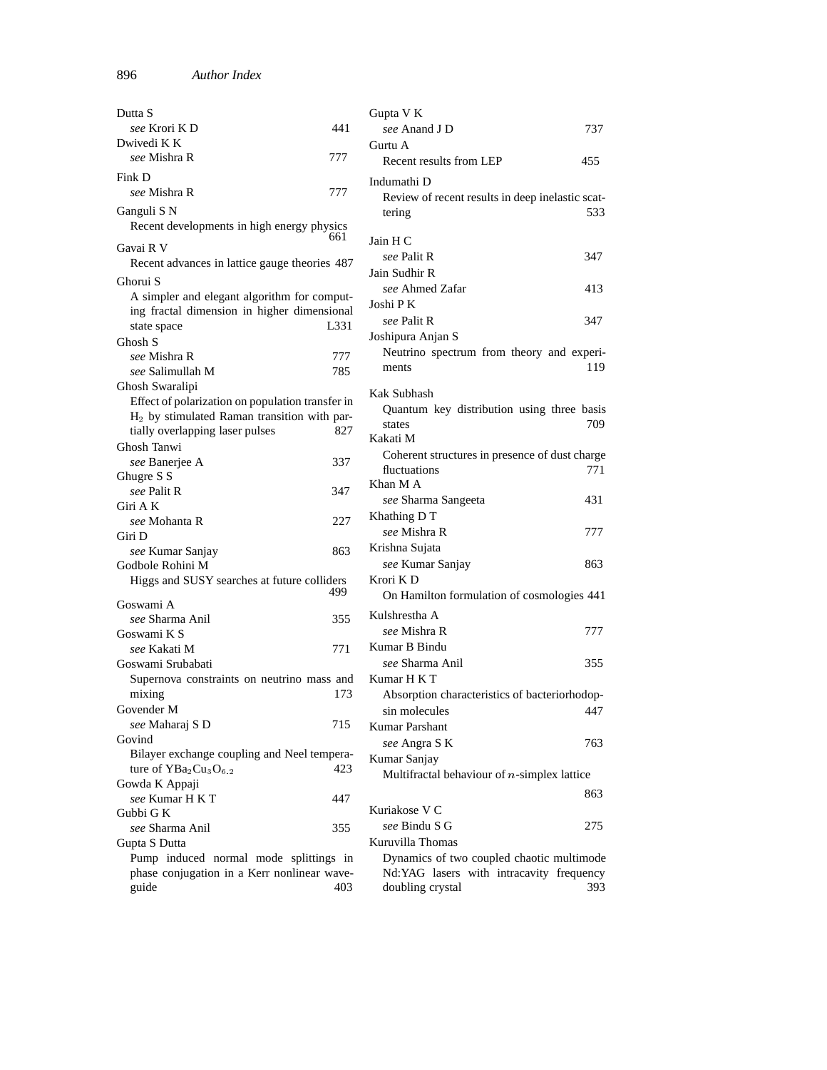Dutta S
*see* Krori K D 441

Dwivedi K K
*see* Mishra R 777

Fink D
*see* Mishra R 777

Ganguli S N
Recent developments in high energy physics 661

Gavai R V
Recent advances in lattice gauge theories 487

Ghorui S
A simpler and elegant algorithm for computing fractal dimension in higher dimensional state space L331

Ghosh S
*see* Mishra R 777
*see* Salimullah M 785

Ghosh Swaralipi
Effect of polarization on population transfer in $H_2$ by stimulated Raman transition with partially overlapping laser pulses 827

Ghosh Tanwi
*see* Banerjee A 337

Ghugre S S
*see* Palit R 347

Giri A K
*see* Mohanta R 227

Giri D
*see* Kumar Sanjay 863

Godbole Rohini M
Higgs and SUSY searches at future colliders 499

Goswami A
*see* Sharma Anil 355

Goswami K S
*see* Kakati M 771

Goswami Srubabati
Supernova constraints on neutrino mass and mixing 173

Govender M
*see* Maharaj S D 715

Govind
Bilayer exchange coupling and Neel temperature of $YBa_2Cu_3O_{6.2}$ 423

Gowda K Appaji
*see* Kumar H K T 447

Gubbi G K
*see* Sharma Anil 355

Gupta S Dutta
Pump induced normal mode splittings in phase conjugation in a Kerr nonlinear waveguide 403

Gupta V K
*see* Anand J D 737

Gurtu A
Recent results from LEP 455

Indumathi D
Review of recent results in deep inelastic scattering 533

Jain H C
*see* Palit R 347

Jain Sudhir R
*see* Ahmed Zafar 413

Joshi P K
*see* Palit R 347

Joshipura Anjan S
Neutrino spectrum from theory and experiments 119

Kak Subhash
Quantum key distribution using three basis states 709

Kakati M
Coherent structures in presence of dust charge fluctuations 771

Khan M A
*see* Sharma Sangeeta 431

Khathing D T
*see* Mishra R 777

Krishna Sujata
*see* Kumar Sanjay 863

Krori K D
On Hamilton formulation of cosmologies 441

Kulshrestha A
*see* Mishra R 777

Kumar B Bindu
*see* Sharma Anil 355

Kumar H K T
Absorption characteristics of bacteriorhodopsin molecules 447

Kumar Parshant
*see* Angra S K 763

Kumar Sanjay
Multifractal behaviour of $n$-simplex lattice 863

Kuriakose V C
*see* Bindu S G 275

Kuruvilla Thomas
Dynamics of two coupled chaotic multimode Nd:YAG lasers with intracavity frequency doubling crystal 393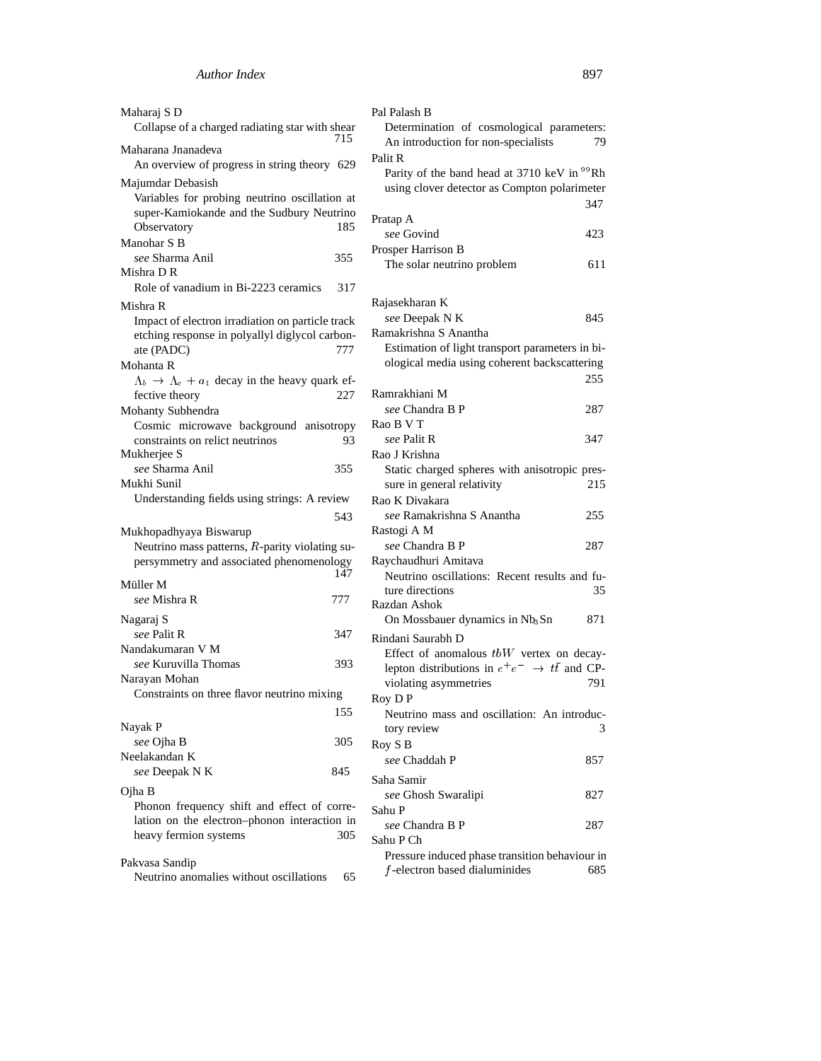Maharaj S D
Collapse of a charged radiating star with shear 715

Maharana Jnanadeva
An overview of progress in string theory 629

Majumdar Debasish
Variables for probing neutrino oscillation at super-Kamiokande and the Sudbury Neutrino Observatory 185

Manohar S B
*see* Sharma Anil 355

Mishra D R
Role of vanadium in Bi-2223 ceramics 317

Mishra R
Impact of electron irradiation on particle track etching response in polyallyl diglycol carbonate (PADC) 777

Mohanta R
$\Lambda_b \rightarrow \Lambda_c + a_1$ decay in the heavy quark effective theory 227

Mohanty Subhendra
Cosmic microwave background anisotropy constraints on relict neutrinos 93

Mukherjee S
*see* Sharma Anil 355

Mukhi Sunil
Understanding fields using strings: A review 543

Mukhopadhyaya Biswarup
Neutrino mass patterns, $R$-parity violating supersymmetry and associated phenomenology 147

Müller M
*see* Mishra R 777

Nagaraj S
*see* Palit R 347

Nandakumaran V M
*see* Kuruvilla Thomas 393

Narayan Mohan
Constraints on three flavor neutrino mixing 155

Nayak P
*see* Ojha B 305

Neelakandan K
*see* Deepak N K 845

Ojha B
Phonon frequency shift and effect of correlation on the electron–phonon interaction in heavy fermion systems 305

Pakvasa Sandip
Neutrino anomalies without oscillations 65

Pal Palash B
Determination of cosmological parameters: An introduction for non-specialists 79

Palit R
Parity of the band head at 3710 keV in $^{99}$Rh using clover detector as Compton polarimeter 347

Pratap A
*see* Govind 423

Prosper Harrison B
The solar neutrino problem 611

Rajasekharan K
*see* Deepak N K 845

Ramakrishna S Anantha
Estimation of light transport parameters in biological media using coherent backscattering 255

Ramrakhiani M
*see* Chandra B P 287

Rao B V T
*see* Palit R 347

Rao J Krishna
Static charged spheres with anisotropic pressure in general relativity 215

Rao K Divakara
*see* Ramakrishna S Anantha 255

Rastogi A M
*see* Chandra B P 287

Raychaudhuri Amitava
Neutrino oscillations: Recent results and future directions 35

Razdan Ashok
On Mossbauer dynamics in $Nb_3Sn$ 871

Rindani Saurabh D
Effect of anomalous $tbW$ vertex on decay-lepton distributions in $e^+e^- \rightarrow t\bar{t}$ and CP-violating asymmetries 791

Roy D P
Neutrino mass and oscillation: An introductory review 3

Roy S B
*see* Chaddah P 857

Saha Samir
*see* Ghosh Swaralipi 827

Sahu P
*see* Chandra B P 287

Sahu P Ch
Pressure induced phase transition behaviour in $f$-electron based dialuminides 685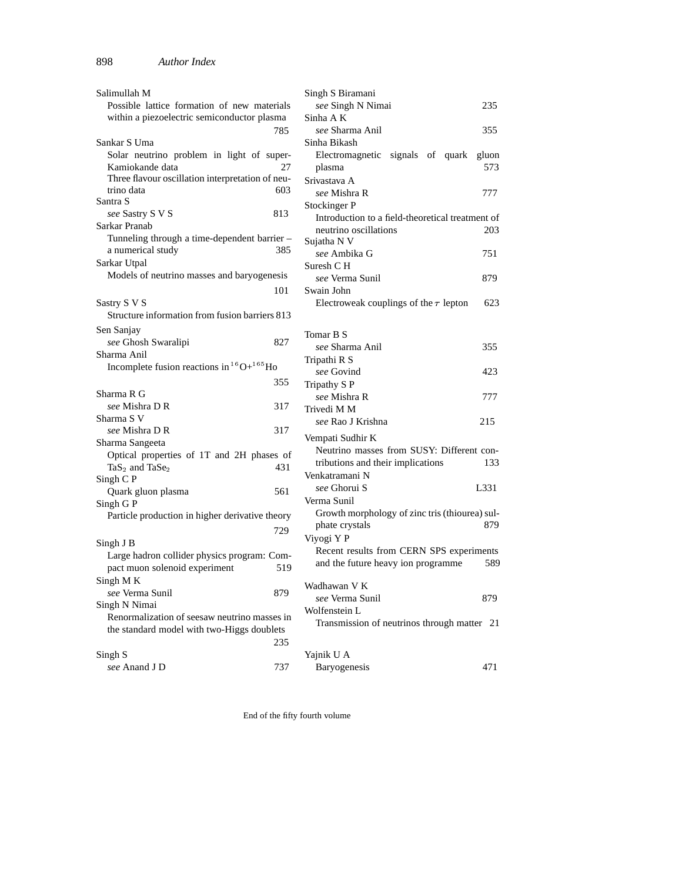Salimullah M
  Possible lattice formation of new materials within a piezoelectric semiconductor plasma 785

Sankar S Uma
  Solar neutrino problem in light of super-Kamiokande data 27
  Three flavour oscillation interpretation of neutrino data 603

Santra S
  *see* Sastry S V S 813

Sarkar Pranab
  Tunneling through a time-dependent barrier – a numerical study 385

Sarkar Utpal
  Models of neutrino masses and baryogenesis 101

Sastry S V S
  Structure information from fusion barriers 813

Sen Sanjay
  *see* Ghosh Swaralipi 827

Sharma Anil
  Incomplete fusion reactions in $^{16}$O+$^{165}$Ho 355

Sharma R G
  *see* Mishra D R 317

Sharma S V
  *see* Mishra D R 317

Sharma Sangeeta
  Optical properties of 1T and 2H phases of $TaS_2$ and $TaSe_2$ 431

Singh C P
  Quark gluon plasma 561

Singh G P
  Particle production in higher derivative theory 729

Singh J B
  Large hadron collider physics program: Compact muon solenoid experiment 519

Singh M K
  *see* Verma Sunil 879

Singh N Nimai
  Renormalization of seesaw neutrino masses in the standard model with two-Higgs doublets 235

Singh S
  *see* Anand J D 737

Singh S Biramani
  *see* Singh N Nimai 235

Sinha A K
  *see* Sharma Anil 355

Sinha Bikash
  Electromagnetic signals of quark gluon plasma 573

Srivastava A
  *see* Mishra R 777

Stockinger P
  Introduction to a field-theoretical treatment of neutrino oscillations 203

Sujatha N V
  *see* Ambika G 751

Suresh C H
  *see* Verma Sunil 879

Swain John
  Electroweak couplings of the $\tau$ lepton 623

Tomar B S
  *see* Sharma Anil 355

Tripathi R S
  *see* Govind 423

Tripathy S P
  *see* Mishra R 777

Trivedi M M
  *see* Rao J Krishna 215

Vempati Sudhir K
  Neutrino masses from SUSY: Different contributions and their implications 133

Venkatramani N
  *see* Ghorui S L331

Verma Sunil
  Growth morphology of zinc tris (thiourea) sulphate crystals 879

Viyogi Y P
  Recent results from CERN SPS experiments and the future heavy ion programme 589

Wadhawan V K
  *see* Verma Sunil 879

Wolfenstein L
  Transmission of neutrinos through matter 21

Yajnik U A
  Baryogenesis 471

End of the fifty fourth volume